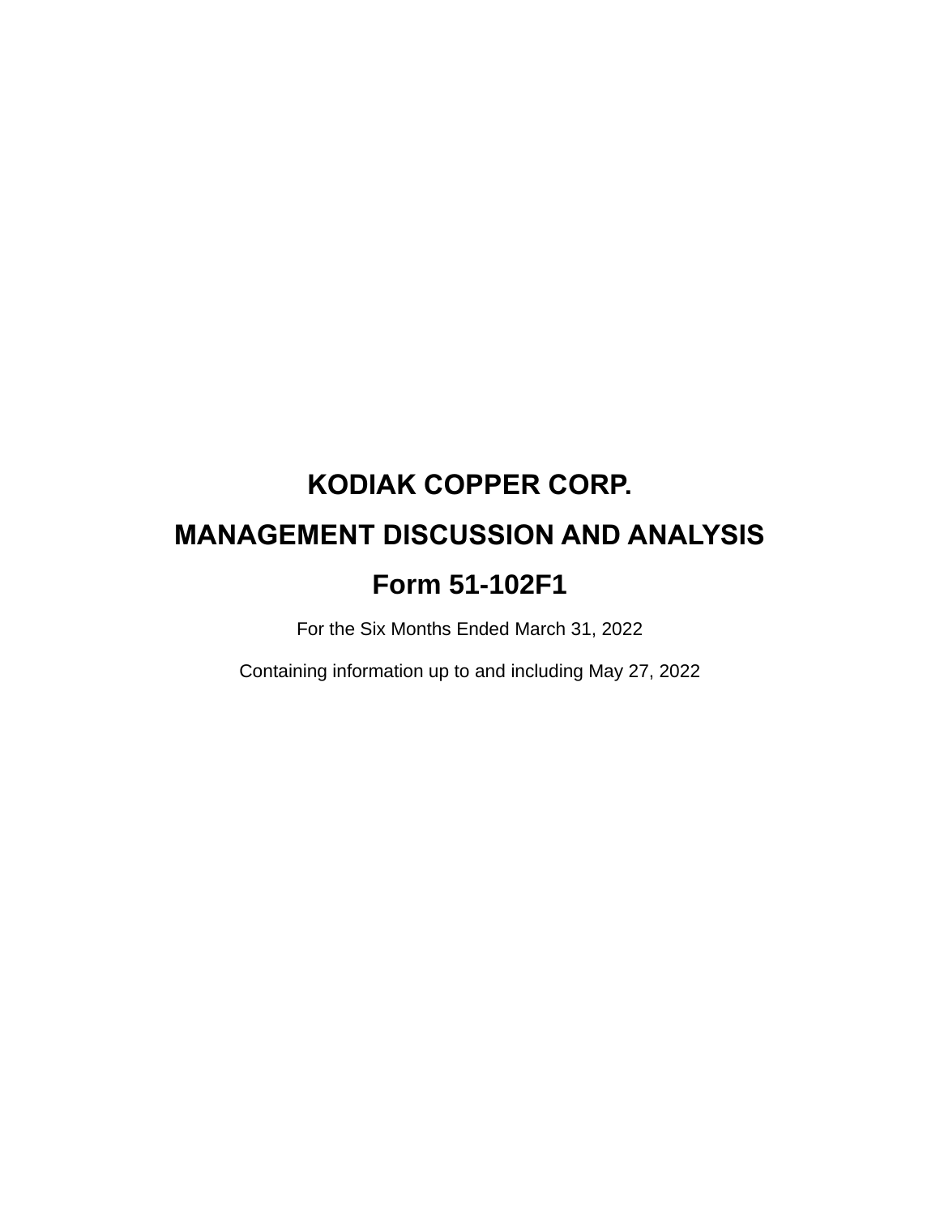# KODIAK COPPER CORP.

# MANAGEMENT DISCUSSION AND ANALYSIS

# Form 51-102F1

For the Six Months Ended March 31, 2022

Containing information up to and including May 27, 2022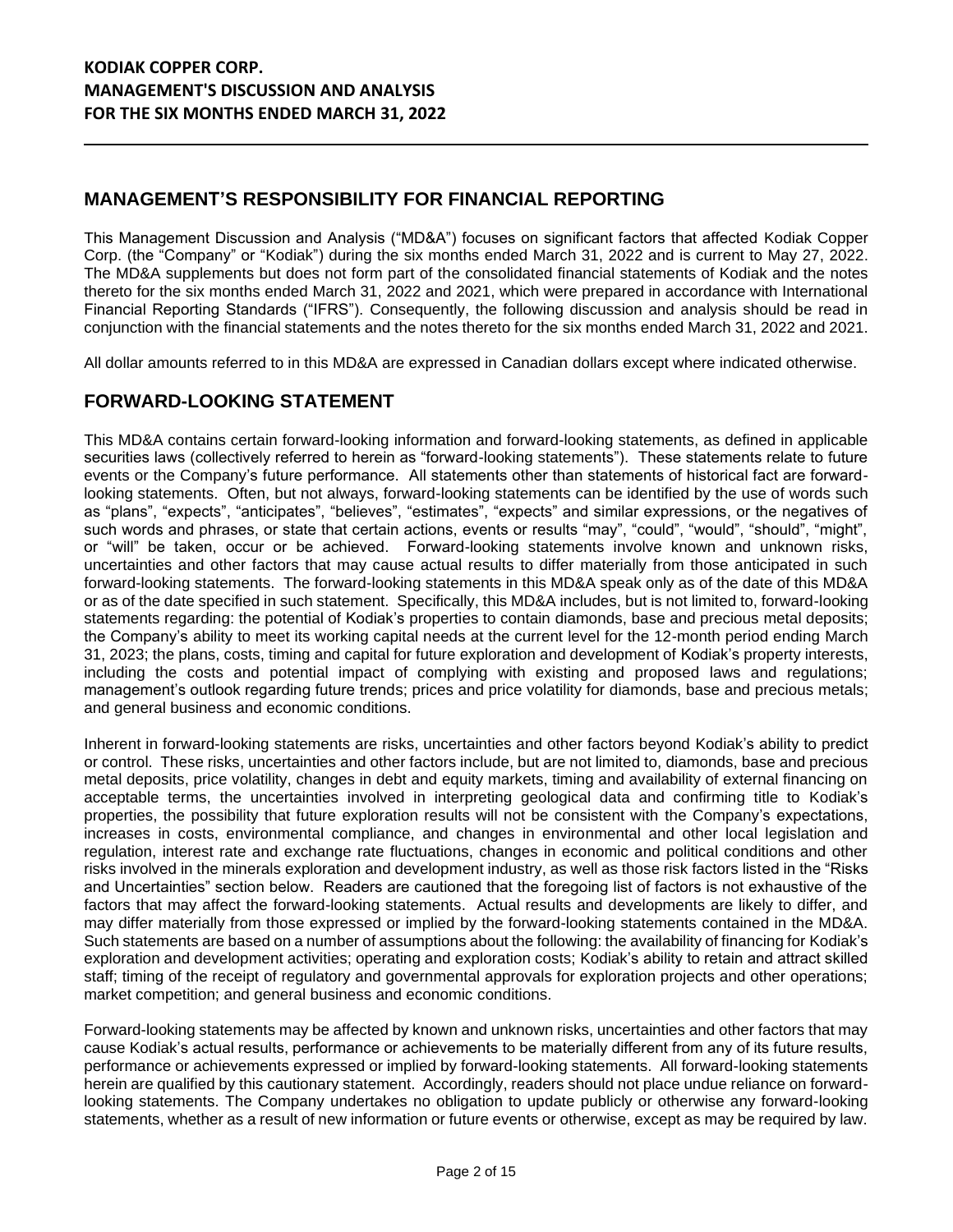## MANAGEMENT'S RESPONSIBILITY FOR FINANCIAL REPORTING

This Management Discussion and Analysis ("MD&A") focuses on significant factors that affected Kodiak Copper Corp. (the "Company" or "Kodiak") during the six months ended March 31, 2022 and is current to May 27, 2022. The MD&A supplements but does not form part of the consolidated financial statements of Kodiak and the notes thereto for the six months ended March 31, 2022 and 2021, which were prepared in accordance with International Financial Reporting Standards ("IFRS"). Consequently, the following discussion and analysis should be read in conjunction with the financial statements and the notes thereto for the six months ended March 31, 2022 and 2021.

All dollar amounts referred to in this MD&A are expressed in Canadian dollars except where indicated otherwise.

## FORWARD-LOOKING STATEMENT

This MD&A contains certain forward-looking information and forward-looking statements, as defined in applicable securities laws (collectively referred to herein as "forward-looking statements"). These statements relate to future events or the Company's future performance. All statements other than statements of historical fact are forward-looking statements. Often, but not always, forward-looking statements can be identified by the use of words such as "plans", "expects", "anticipates", "believes", "estimates", "expects" and similar expressions, or the negatives of such words and phrases, or state that certain actions, events or results "may", "could", "would", "should", "might", or "will" be taken, occur or be achieved. Forward-looking statements involve known and unknown risks, uncertainties and other factors that may cause actual results to differ materially from those anticipated in such forward-looking statements. The forward-looking statements in this MD&A speak only as of the date of this MD&A or as of the date specified in such statement. Specifically, this MD&A includes, but is not limited to, forward-looking statements regarding: the potential of Kodiak's properties to contain diamonds, base and precious metal deposits; the Company's ability to meet its working capital needs at the current level for the 12-month period ending March 31, 2023; the plans, costs, timing and capital for future exploration and development of Kodiak's property interests, including the costs and potential impact of complying with existing and proposed laws and regulations; management's outlook regarding future trends; prices and price volatility for diamonds, base and precious metals; and general business and economic conditions.

Inherent in forward-looking statements are risks, uncertainties and other factors beyond Kodiak's ability to predict or control. These risks, uncertainties and other factors include, but are not limited to, diamonds, base and precious metal deposits, price volatility, changes in debt and equity markets, timing and availability of external financing on acceptable terms, the uncertainties involved in interpreting geological data and confirming title to Kodiak's properties, the possibility that future exploration results will not be consistent with the Company's expectations, increases in costs, environmental compliance, and changes in environmental and other local legislation and regulation, interest rate and exchange rate fluctuations, changes in economic and political conditions and other risks involved in the minerals exploration and development industry, as well as those risk factors listed in the "Risks and Uncertainties" section below. Readers are cautioned that the foregoing list of factors is not exhaustive of the factors that may affect the forward-looking statements. Actual results and developments are likely to differ, and may differ materially from those expressed or implied by the forward-looking statements contained in the MD&A. Such statements are based on a number of assumptions about the following: the availability of financing for Kodiak's exploration and development activities; operating and exploration costs; Kodiak's ability to retain and attract skilled staff; timing of the receipt of regulatory and governmental approvals for exploration projects and other operations; market competition; and general business and economic conditions.

Forward-looking statements may be affected by known and unknown risks, uncertainties and other factors that may cause Kodiak's actual results, performance or achievements to be materially different from any of its future results, performance or achievements expressed or implied by forward-looking statements. All forward-looking statements herein are qualified by this cautionary statement. Accordingly, readers should not place undue reliance on forward-looking statements. The Company undertakes no obligation to update publicly or otherwise any forward-looking statements, whether as a result of new information or future events or otherwise, except as may be required by law.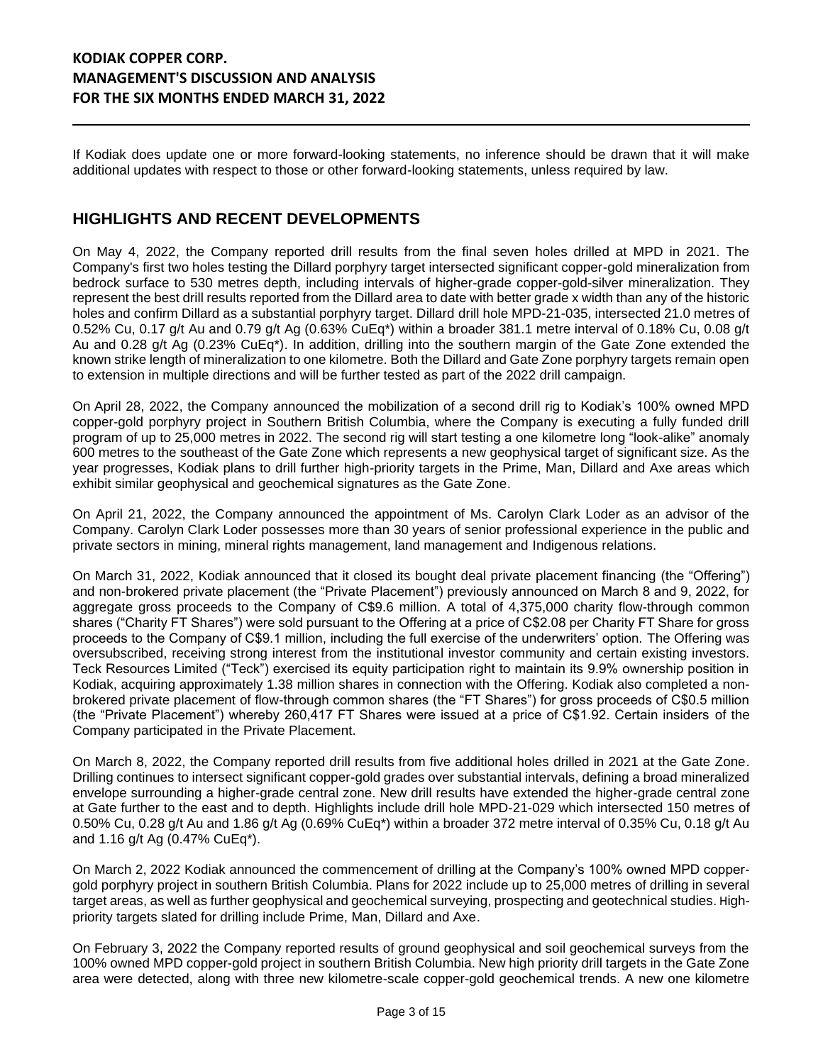If Kodiak does update one or more forward-looking statements, no inference should be drawn that it will make additional updates with respect to those or other forward-looking statements, unless required by law.

## HIGHLIGHTS AND RECENT DEVELOPMENTS

On May 4, 2022, the Company reported drill results from the final seven holes drilled at MPD in 2021. The Company's first two holes testing the Dillard porphyry target intersected significant copper-gold mineralization from bedrock surface to 530 metres depth, including intervals of higher-grade copper-gold-silver mineralization. They represent the best drill results reported from the Dillard area to date with better grade x width than any of the historic holes and confirm Dillard as a substantial porphyry target. Dillard drill hole MPD-21-035, intersected 21.0 metres of 0.52% Cu, 0.17 g/t Au and 0.79 g/t Ag (0.63% CuEq*) within a broader 381.1 metre interval of 0.18% Cu, 0.08 g/t Au and 0.28 g/t Ag (0.23% CuEq*). In addition, drilling into the southern margin of the Gate Zone extended the known strike length of mineralization to one kilometre. Both the Dillard and Gate Zone porphyry targets remain open to extension in multiple directions and will be further tested as part of the 2022 drill campaign.

On April 28, 2022, the Company announced the mobilization of a second drill rig to Kodiak's 100% owned MPD copper-gold porphyry project in Southern British Columbia, where the Company is executing a fully funded drill program of up to 25,000 metres in 2022. The second rig will start testing a one kilometre long "look-alike" anomaly 600 metres to the southeast of the Gate Zone which represents a new geophysical target of significant size. As the year progresses, Kodiak plans to drill further high-priority targets in the Prime, Man, Dillard and Axe areas which exhibit similar geophysical and geochemical signatures as the Gate Zone.

On April 21, 2022, the Company announced the appointment of Ms. Carolyn Clark Loder as an advisor of the Company. Carolyn Clark Loder possesses more than 30 years of senior professional experience in the public and private sectors in mining, mineral rights management, land management and Indigenous relations.

On March 31, 2022, Kodiak announced that it closed its bought deal private placement financing (the "Offering") and non-brokered private placement (the "Private Placement") previously announced on March 8 and 9, 2022, for aggregate gross proceeds to the Company of C$9.6 million. A total of 4,375,000 charity flow-through common shares ("Charity FT Shares") were sold pursuant to the Offering at a price of C$2.08 per Charity FT Share for gross proceeds to the Company of C$9.1 million, including the full exercise of the underwriters' option. The Offering was oversubscribed, receiving strong interest from the institutional investor community and certain existing investors. Teck Resources Limited ("Teck") exercised its equity participation right to maintain its 9.9% ownership position in Kodiak, acquiring approximately 1.38 million shares in connection with the Offering. Kodiak also completed a non-brokered private placement of flow-through common shares (the "FT Shares") for gross proceeds of C$0.5 million (the "Private Placement") whereby 260,417 FT Shares were issued at a price of C$1.92. Certain insiders of the Company participated in the Private Placement.

On March 8, 2022, the Company reported drill results from five additional holes drilled in 2021 at the Gate Zone. Drilling continues to intersect significant copper-gold grades over substantial intervals, defining a broad mineralized envelope surrounding a higher-grade central zone. New drill results have extended the higher-grade central zone at Gate further to the east and to depth. Highlights include drill hole MPD-21-029 which intersected 150 metres of 0.50% Cu, 0.28 g/t Au and 1.86 g/t Ag (0.69% CuEq*) within a broader 372 metre interval of 0.35% Cu, 0.18 g/t Au and 1.16 g/t Ag (0.47% CuEq*).

On March 2, 2022 Kodiak announced the commencement of drilling at the Company's 100% owned MPD copper-gold porphyry project in southern British Columbia. Plans for 2022 include up to 25,000 metres of drilling in several target areas, as well as further geophysical and geochemical surveying, prospecting and geotechnical studies. High-priority targets slated for drilling include Prime, Man, Dillard and Axe.

On February 3, 2022 the Company reported results of ground geophysical and soil geochemical surveys from the 100% owned MPD copper-gold project in southern British Columbia. New high priority drill targets in the Gate Zone area were detected, along with three new kilometre-scale copper-gold geochemical trends. A new one kilometre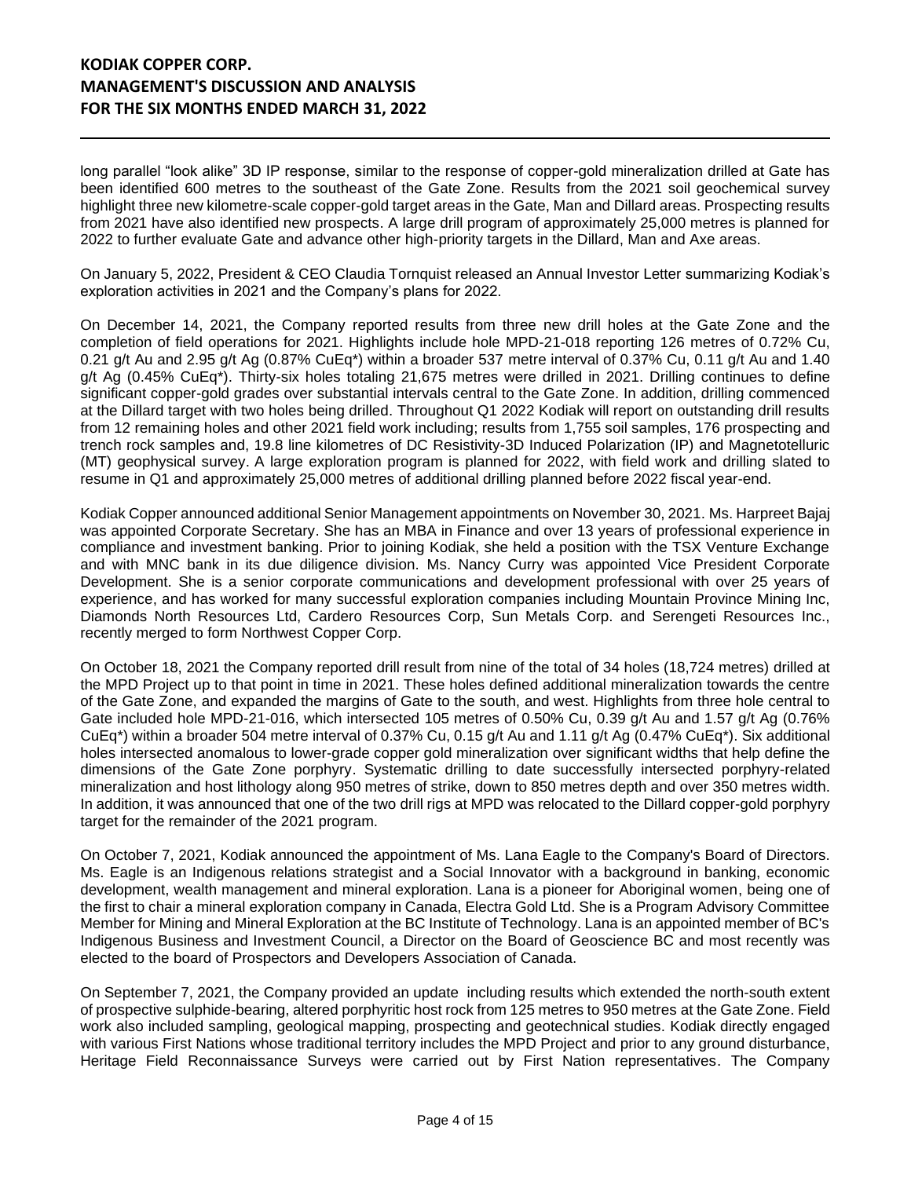long parallel "look alike" 3D IP response, similar to the response of copper-gold mineralization drilled at Gate has been identified 600 metres to the southeast of the Gate Zone. Results from the 2021 soil geochemical survey highlight three new kilometre-scale copper-gold target areas in the Gate, Man and Dillard areas. Prospecting results from 2021 have also identified new prospects. A large drill program of approximately 25,000 metres is planned for 2022 to further evaluate Gate and advance other high-priority targets in the Dillard, Man and Axe areas.

On January 5, 2022, President & CEO Claudia Tornquist released an Annual Investor Letter summarizing Kodiak's exploration activities in 2021 and the Company's plans for 2022.

On December 14, 2021, the Company reported results from three new drill holes at the Gate Zone and the completion of field operations for 2021. Highlights include hole MPD-21-018 reporting 126 metres of 0.72% Cu, 0.21 g/t Au and 2.95 g/t Ag (0.87% CuEq*) within a broader 537 metre interval of 0.37% Cu, 0.11 g/t Au and 1.40 g/t Ag (0.45% CuEq*). Thirty-six holes totaling 21,675 metres were drilled in 2021. Drilling continues to define significant copper-gold grades over substantial intervals central to the Gate Zone. In addition, drilling commenced at the Dillard target with two holes being drilled. Throughout Q1 2022 Kodiak will report on outstanding drill results from 12 remaining holes and other 2021 field work including; results from 1,755 soil samples, 176 prospecting and trench rock samples and, 19.8 line kilometres of DC Resistivity-3D Induced Polarization (IP) and Magnetotelluric (MT) geophysical survey. A large exploration program is planned for 2022, with field work and drilling slated to resume in Q1 and approximately 25,000 metres of additional drilling planned before 2022 fiscal year-end.

Kodiak Copper announced additional Senior Management appointments on November 30, 2021. Ms. Harpreet Bajaj was appointed Corporate Secretary. She has an MBA in Finance and over 13 years of professional experience in compliance and investment banking. Prior to joining Kodiak, she held a position with the TSX Venture Exchange and with MNC bank in its due diligence division. Ms. Nancy Curry was appointed Vice President Corporate Development. She is a senior corporate communications and development professional with over 25 years of experience, and has worked for many successful exploration companies including Mountain Province Mining Inc, Diamonds North Resources Ltd, Cardero Resources Corp, Sun Metals Corp. and Serengeti Resources Inc., recently merged to form Northwest Copper Corp.

On October 18, 2021 the Company reported drill result from nine of the total of 34 holes (18,724 metres) drilled at the MPD Project up to that point in time in 2021. These holes defined additional mineralization towards the centre of the Gate Zone, and expanded the margins of Gate to the south, and west. Highlights from three hole central to Gate included hole MPD-21-016, which intersected 105 metres of 0.50% Cu, 0.39 g/t Au and 1.57 g/t Ag (0.76% CuEq*) within a broader 504 metre interval of 0.37% Cu, 0.15 g/t Au and 1.11 g/t Ag (0.47% CuEq*). Six additional holes intersected anomalous to lower-grade copper gold mineralization over significant widths that help define the dimensions of the Gate Zone porphyry. Systematic drilling to date successfully intersected porphyry-related mineralization and host lithology along 950 metres of strike, down to 850 metres depth and over 350 metres width. In addition, it was announced that one of the two drill rigs at MPD was relocated to the Dillard copper-gold porphyry target for the remainder of the 2021 program.

On October 7, 2021, Kodiak announced the appointment of Ms. Lana Eagle to the Company's Board of Directors. Ms. Eagle is an Indigenous relations strategist and a Social Innovator with a background in banking, economic development, wealth management and mineral exploration. Lana is a pioneer for Aboriginal women, being one of the first to chair a mineral exploration company in Canada, Electra Gold Ltd. She is a Program Advisory Committee Member for Mining and Mineral Exploration at the BC Institute of Technology. Lana is an appointed member of BC's Indigenous Business and Investment Council, a Director on the Board of Geoscience BC and most recently was elected to the board of Prospectors and Developers Association of Canada.

On September 7, 2021, the Company provided an update including results which extended the north-south extent of prospective sulphide-bearing, altered porphyritic host rock from 125 metres to 950 metres at the Gate Zone. Field work also included sampling, geological mapping, prospecting and geotechnical studies. Kodiak directly engaged with various First Nations whose traditional territory includes the MPD Project and prior to any ground disturbance, Heritage Field Reconnaissance Surveys were carried out by First Nation representatives. The Company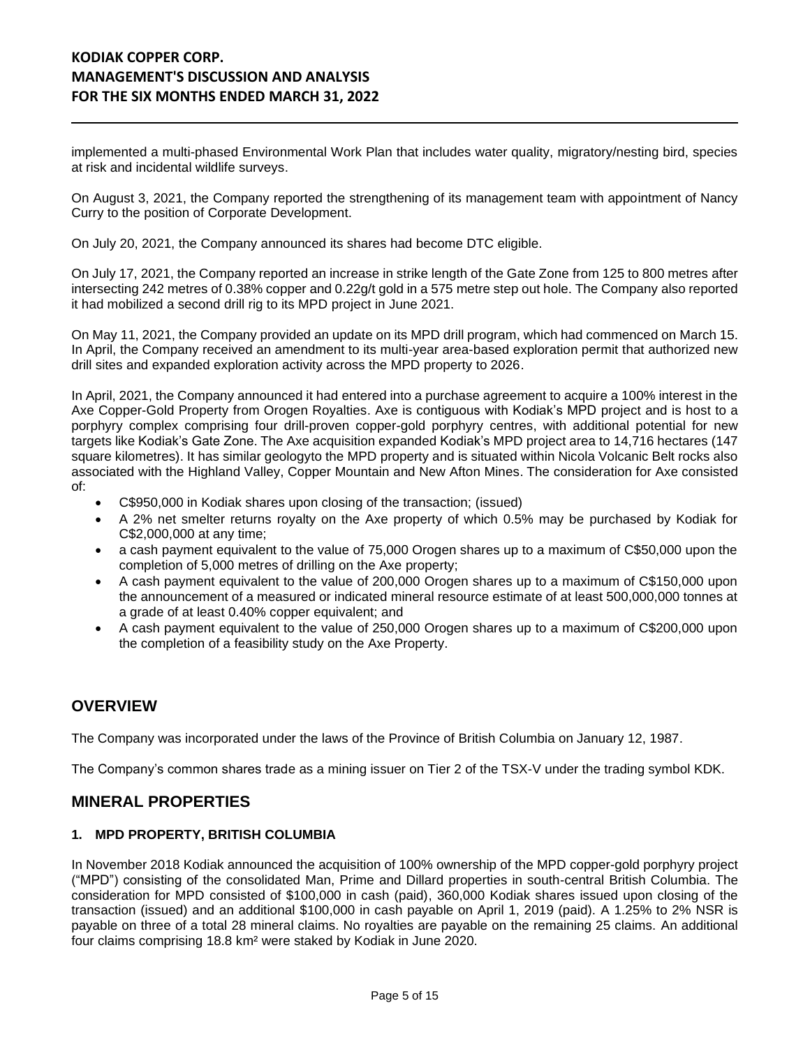implemented a multi-phased Environmental Work Plan that includes water quality, migratory/nesting bird, species at risk and incidental wildlife surveys.

On August 3, 2021, the Company reported the strengthening of its management team with appointment of Nancy Curry to the position of Corporate Development.

On July 20, 2021, the Company announced its shares had become DTC eligible.

On July 17, 2021, the Company reported an increase in strike length of the Gate Zone from 125 to 800 metres after intersecting 242 metres of 0.38% copper and 0.22g/t gold in a 575 metre step out hole. The Company also reported it had mobilized a second drill rig to its MPD project in June 2021.

On May 11, 2021, the Company provided an update on its MPD drill program, which had commenced on March 15. In April, the Company received an amendment to its multi-year area-based exploration permit that authorized new drill sites and expanded exploration activity across the MPD property to 2026.

In April, 2021, the Company announced it had entered into a purchase agreement to acquire a 100% interest in the Axe Copper-Gold Property from Orogen Royalties. Axe is contiguous with Kodiak's MPD project and is host to a porphyry complex comprising four drill-proven copper-gold porphyry centres, with additional potential for new targets like Kodiak's Gate Zone. The Axe acquisition expanded Kodiak's MPD project area to 14,716 hectares (147 square kilometres). It has similar geologyto the MPD property and is situated within Nicola Volcanic Belt rocks also associated with the Highland Valley, Copper Mountain and New Afton Mines. The consideration for Axe consisted of:

- C$950,000 in Kodiak shares upon closing of the transaction; (issued)
- A 2% net smelter returns royalty on the Axe property of which 0.5% may be purchased by Kodiak for C$2,000,000 at any time;
- a cash payment equivalent to the value of 75,000 Orogen shares up to a maximum of C$50,000 upon the completion of 5,000 metres of drilling on the Axe property;
- A cash payment equivalent to the value of 200,000 Orogen shares up to a maximum of C$150,000 upon the announcement of a measured or indicated mineral resource estimate of at least 500,000,000 tonnes at a grade of at least 0.40% copper equivalent; and
- A cash payment equivalent to the value of 250,000 Orogen shares up to a maximum of C$200,000 upon the completion of a feasibility study on the Axe Property.

## OVERVIEW

The Company was incorporated under the laws of the Province of British Columbia on January 12, 1987.

The Company's common shares trade as a mining issuer on Tier 2 of the TSX-V under the trading symbol KDK.

## MINERAL PROPERTIES

### 1. MPD PROPERTY, BRITISH COLUMBIA

In November 2018 Kodiak announced the acquisition of 100% ownership of the MPD copper-gold porphyry project ("MPD") consisting of the consolidated Man, Prime and Dillard properties in south-central British Columbia. The consideration for MPD consisted of \$100,000 in cash (paid), 360,000 Kodiak shares issued upon closing of the transaction (issued) and an additional \$100,000 in cash payable on April 1, 2019 (paid). A 1.25% to 2% NSR is payable on three of a total 28 mineral claims. No royalties are payable on the remaining 25 claims. An additional four claims comprising 18.8 km² were staked by Kodiak in June 2020.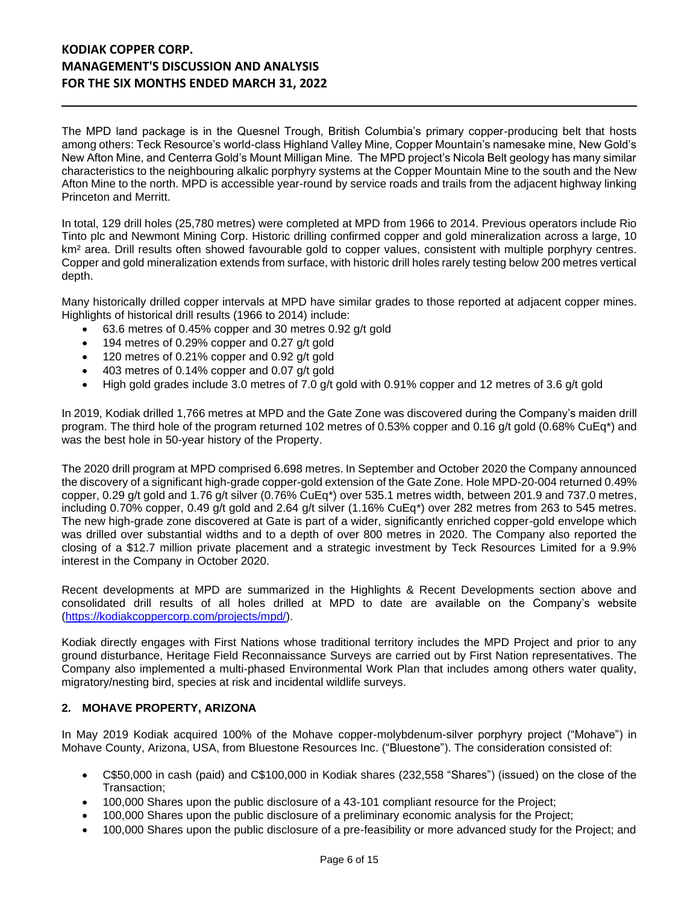The MPD land package is in the Quesnel Trough, British Columbia's primary copper-producing belt that hosts among others: Teck Resource's world-class Highland Valley Mine, Copper Mountain's namesake mine, New Gold's New Afton Mine, and Centerra Gold's Mount Milligan Mine. The MPD project's Nicola Belt geology has many similar characteristics to the neighbouring alkalic porphyry systems at the Copper Mountain Mine to the south and the New Afton Mine to the north. MPD is accessible year-round by service roads and trails from the adjacent highway linking Princeton and Merritt.

In total, 129 drill holes (25,780 metres) were completed at MPD from 1966 to 2014. Previous operators include Rio Tinto plc and Newmont Mining Corp. Historic drilling confirmed copper and gold mineralization across a large, 10 km² area. Drill results often showed favourable gold to copper values, consistent with multiple porphyry centres. Copper and gold mineralization extends from surface, with historic drill holes rarely testing below 200 metres vertical depth.

Many historically drilled copper intervals at MPD have similar grades to those reported at adjacent copper mines. Highlights of historical drill results (1966 to 2014) include:

- 63.6 metres of 0.45% copper and 30 metres 0.92 g/t gold
- 194 metres of 0.29% copper and 0.27 g/t gold
- 120 metres of 0.21% copper and 0.92 g/t gold
- 403 metres of 0.14% copper and 0.07 g/t gold
- High gold grades include 3.0 metres of 7.0 g/t gold with 0.91% copper and 12 metres of 3.6 g/t gold

In 2019, Kodiak drilled 1,766 metres at MPD and the Gate Zone was discovered during the Company's maiden drill program. The third hole of the program returned 102 metres of 0.53% copper and 0.16 g/t gold (0.68% CuEq*) and was the best hole in 50-year history of the Property.

The 2020 drill program at MPD comprised 6.698 metres. In September and October 2020 the Company announced the discovery of a significant high-grade copper-gold extension of the Gate Zone. Hole MPD-20-004 returned 0.49% copper, 0.29 g/t gold and 1.76 g/t silver (0.76% CuEq*) over 535.1 metres width, between 201.9 and 737.0 metres, including 0.70% copper, 0.49 g/t gold and 2.64 g/t silver (1.16% CuEq*) over 282 metres from 263 to 545 metres. The new high-grade zone discovered at Gate is part of a wider, significantly enriched copper-gold envelope which was drilled over substantial widths and to a depth of over 800 metres in 2020. The Company also reported the closing of a $12.7 million private placement and a strategic investment by Teck Resources Limited for a 9.9% interest in the Company in October 2020.

Recent developments at MPD are summarized in the Highlights & Recent Developments section above and consolidated drill results of all holes drilled at MPD to date are available on the Company's website (https://kodiakcoppercorp.com/projects/mpd/).

Kodiak directly engages with First Nations whose traditional territory includes the MPD Project and prior to any ground disturbance, Heritage Field Reconnaissance Surveys are carried out by First Nation representatives. The Company also implemented a multi-phased Environmental Work Plan that includes among others water quality, migratory/nesting bird, species at risk and incidental wildlife surveys.

## 2. MOHAVE PROPERTY, ARIZONA

In May 2019 Kodiak acquired 100% of the Mohave copper-molybdenum-silver porphyry project ("Mohave") in Mohave County, Arizona, USA, from Bluestone Resources Inc. ("Bluestone"). The consideration consisted of:

- C$50,000 in cash (paid) and C$100,000 in Kodiak shares (232,558 "Shares") (issued) on the close of the Transaction;
- 100,000 Shares upon the public disclosure of a 43-101 compliant resource for the Project;
- 100,000 Shares upon the public disclosure of a preliminary economic analysis for the Project;
- 100,000 Shares upon the public disclosure of a pre-feasibility or more advanced study for the Project; and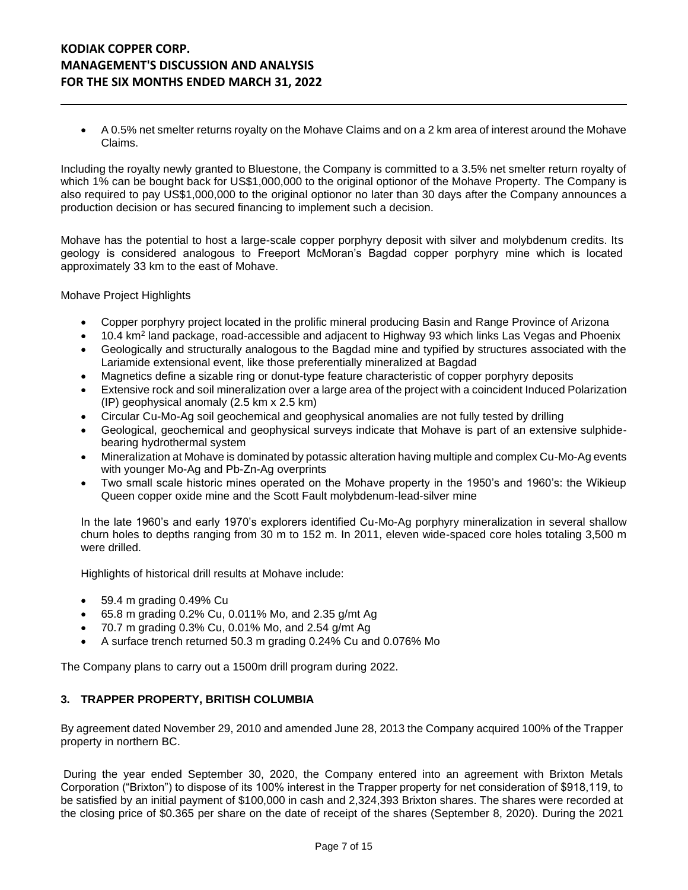- A 0.5% net smelter returns royalty on the Mohave Claims and on a 2 km area of interest around the Mohave Claims.

Including the royalty newly granted to Bluestone, the Company is committed to a 3.5% net smelter return royalty of which 1% can be bought back for US$1,000,000 to the original optionor of the Mohave Property. The Company is also required to pay US$1,000,000 to the original optionor no later than 30 days after the Company announces a production decision or has secured financing to implement such a decision.

Mohave has the potential to host a large-scale copper porphyry deposit with silver and molybdenum credits. Its geology is considered analogous to Freeport McMoran's Bagdad copper porphyry mine which is located approximately 33 km to the east of Mohave.

Mohave Project Highlights

- Copper porphyry project located in the prolific mineral producing Basin and Range Province of Arizona
- 10.4 $km^2$ land package, road-accessible and adjacent to Highway 93 which links Las Vegas and Phoenix
- Geologically and structurally analogous to the Bagdad mine and typified by structures associated with the Lariamide extensional event, like those preferentially mineralized at Bagdad
- Magnetics define a sizable ring or donut-type feature characteristic of copper porphyry deposits
- Extensive rock and soil mineralization over a large area of the project with a coincident Induced Polarization (IP) geophysical anomaly (2.5 km x 2.5 km)
- Circular Cu-Mo-Ag soil geochemical and geophysical anomalies are not fully tested by drilling
- Geological, geochemical and geophysical surveys indicate that Mohave is part of an extensive sulphide-bearing hydrothermal system
- Mineralization at Mohave is dominated by potassic alteration having multiple and complex Cu-Mo-Ag events with younger Mo-Ag and Pb-Zn-Ag overprints
- Two small scale historic mines operated on the Mohave property in the 1950's and 1960's: the Wikieup Queen copper oxide mine and the Scott Fault molybdenum-lead-silver mine

In the late 1960's and early 1970's explorers identified Cu-Mo-Ag porphyry mineralization in several shallow churn holes to depths ranging from 30 m to 152 m. In 2011, eleven wide-spaced core holes totaling 3,500 m were drilled.

Highlights of historical drill results at Mohave include:

- 59.4 m grading 0.49% Cu
- 65.8 m grading 0.2% Cu, 0.011% Mo, and 2.35 g/mt Ag
- 70.7 m grading 0.3% Cu, 0.01% Mo, and 2.54 g/mt Ag
- A surface trench returned 50.3 m grading 0.24% Cu and 0.076% Mo

The Company plans to carry out a 1500m drill program during 2022.

### 3. TRAPPER PROPERTY, BRITISH COLUMBIA

By agreement dated November 29, 2010 and amended June 28, 2013 the Company acquired 100% of the Trapper property in northern BC.

During the year ended September 30, 2020, the Company entered into an agreement with Brixton Metals Corporation ("Brixton") to dispose of its 100% interest in the Trapper property for net consideration of $918,119, to be satisfied by an initial payment of $100,000 in cash and 2,324,393 Brixton shares. The shares were recorded at the closing price of $0.365 per share on the date of receipt of the shares (September 8, 2020). During the 2021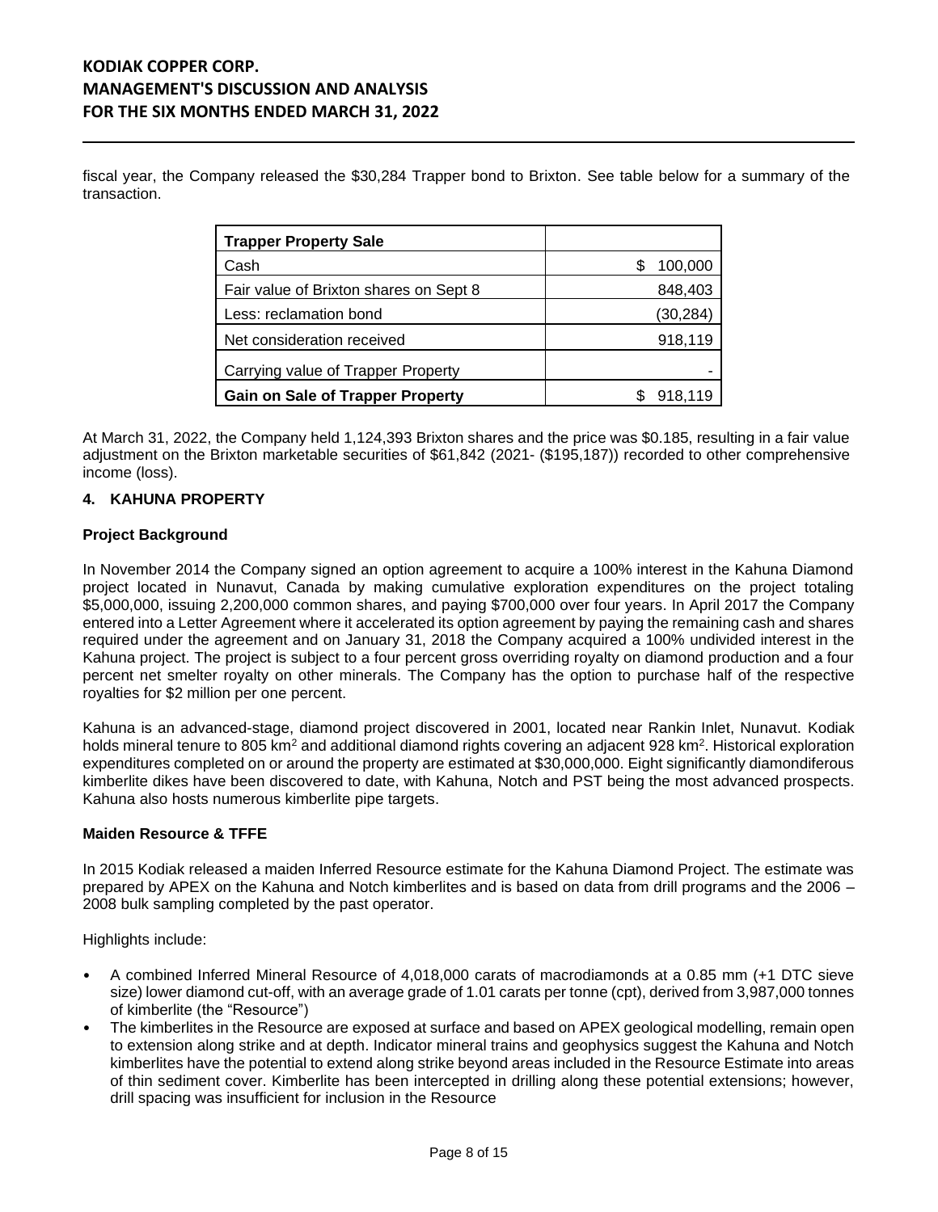fiscal year, the Company released the $30,284 Trapper bond to Brixton. See table below for a summary of the transaction.

| **Trapper Property Sale** | |
|---|---|
| Cash | $ 100,000 |
| Fair value of Brixton shares on Sept 8 | 848,403 |
| Less: reclamation bond | (30,284) |
| Net consideration received | 918,119 |
| Carrying value of Trapper Property | - |
| **Gain on Sale of Trapper Property** | $ 918,119 |

At March 31, 2022, the Company held 1,124,393 Brixton shares and the price was $0.185, resulting in a fair value adjustment on the Brixton marketable securities of $61,842 (2021- ($195,187)) recorded to other comprehensive income (loss).

## 4. KAHUNA PROPERTY

### Project Background

In November 2014 the Company signed an option agreement to acquire a 100% interest in the Kahuna Diamond project located in Nunavut, Canada by making cumulative exploration expenditures on the project totaling $5,000,000, issuing 2,200,000 common shares, and paying $700,000 over four years. In April 2017 the Company entered into a Letter Agreement where it accelerated its option agreement by paying the remaining cash and shares required under the agreement and on January 31, 2018 the Company acquired a 100% undivided interest in the Kahuna project. The project is subject to a four percent gross overriding royalty on diamond production and a four percent net smelter royalty on other minerals. The Company has the option to purchase half of the respective royalties for $2 million per one percent.

Kahuna is an advanced-stage, diamond project discovered in 2001, located near Rankin Inlet, Nunavut. Kodiak holds mineral tenure to 805 km$^2$ and additional diamond rights covering an adjacent 928 km$^2$. Historical exploration expenditures completed on or around the property are estimated at $30,000,000. Eight significantly diamondiferous kimberlite dikes have been discovered to date, with Kahuna, Notch and PST being the most advanced prospects. Kahuna also hosts numerous kimberlite pipe targets.

### Maiden Resource & TFFE

In 2015 Kodiak released a maiden Inferred Resource estimate for the Kahuna Diamond Project. The estimate was prepared by APEX on the Kahuna and Notch kimberlites and is based on data from drill programs and the 2006 – 2008 bulk sampling completed by the past operator.

Highlights include:

- A combined Inferred Mineral Resource of 4,018,000 carats of macrodiamonds at a 0.85 mm (+1 DTC sieve size) lower diamond cut-off, with an average grade of 1.01 carats per tonne (cpt), derived from 3,987,000 tonnes of kimberlite (the "Resource")
- The kimberlites in the Resource are exposed at surface and based on APEX geological modelling, remain open to extension along strike and at depth. Indicator mineral trains and geophysics suggest the Kahuna and Notch kimberlites have the potential to extend along strike beyond areas included in the Resource Estimate into areas of thin sediment cover. Kimberlite has been intercepted in drilling along these potential extensions; however, drill spacing was insufficient for inclusion in the Resource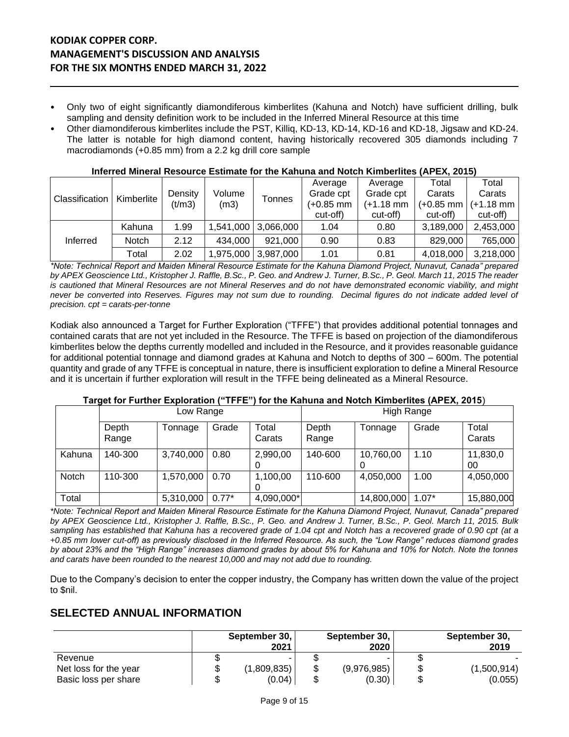- Only two of eight significantly diamondiferous kimberlites (Kahuna and Notch) have sufficient drilling, bulk sampling and density definition work to be included in the Inferred Mineral Resource at this time
- Other diamondiferous kimberlites include the PST, Killiq, KD-13, KD-14, KD-16 and KD-18, Jigsaw and KD-24. The latter is notable for high diamond content, having historically recovered 305 diamonds including 7 macrodiamonds (+0.85 mm) from a 2.2 kg drill core sample

**Inferred Mineral Resource Estimate for the Kahuna and Notch Kimberlites (APEX, 2015)**

| Classification | Kimberlite | Density (t/m3) | Volume (m3) | Tonnes | Average Grade cpt (+0.85 mm cut-off) | Average Grade cpt (+1.18 mm cut-off) | Total Carats (+0.85 mm cut-off) | Total Carats (+1.18 mm cut-off) |
|---|---|---|---|---|---|---|---|---|
| Inferred | Kahuna | 1.99 | 1,541,000 | 3,066,000 | 1.04 | 0.80 | 3,189,000 | 2,453,000 |
| | Notch | 2.12 | 434,000 | 921,000 | 0.90 | 0.83 | 829,000 | 765,000 |
| | Total | 2.02 | 1,975,000 | 3,987,000 | 1.01 | 0.81 | 4,018,000 | 3,218,000 |

*\*Note: Technical Report and Maiden Mineral Resource Estimate for the Kahuna Diamond Project, Nunavut, Canada" prepared by APEX Geoscience Ltd., Kristopher J. Raffle, B.Sc., P. Geo. and Andrew J. Turner, B.Sc., P. Geol. March 11, 2015 The reader is cautioned that Mineral Resources are not Mineral Reserves and do not have demonstrated economic viability, and might never be converted into Reserves. Figures may not sum due to rounding. Decimal figures do not indicate added level of precision. cpt = carats-per-tonne*

Kodiak also announced a Target for Further Exploration ("TFFE") that provides additional potential tonnages and contained carats that are not yet included in the Resource. The TFFE is based on projection of the diamondiferous kimberlites below the depths currently modelled and included in the Resource, and it provides reasonable guidance for additional potential tonnage and diamond grades at Kahuna and Notch to depths of 300 – 600m. The potential quantity and grade of any TFFE is conceptual in nature, there is insufficient exploration to define a Mineral Resource and it is uncertain if further exploration will result in the TFFE being delineated as a Mineral Resource.

**Target for Further Exploration ("TFFE") for the Kahuna and Notch Kimberlites (APEX, 2015)**

| | Low Range | | | | High Range | | | |
|---|---|---|---|---|---|---|---|---|
| | Depth Range | Tonnage | Grade | Total Carats | Depth Range | Tonnage | Grade | Total Carats |
| Kahuna | 140-300 | 3,740,000 | 0.80 | 2,990,000 | 140-600 | 10,760,000 | 1.10 | 11,830,000 |
| Notch | 110-300 | 1,570,000 | 0.70 | 1,100,000 | 110-600 | 4,050,000 | 1.00 | 4,050,000 |
| Total | | 5,310,000 | 0.77* | 4,090,000* | | 14,800,000 | 1.07* | 15,880,000 |

*\*Note: Technical Report and Maiden Mineral Resource Estimate for the Kahuna Diamond Project, Nunavut, Canada" prepared by APEX Geoscience Ltd., Kristopher J. Raffle, B.Sc., P. Geo. and Andrew J. Turner, B.Sc., P. Geol. March 11, 2015. Bulk sampling has established that Kahuna has a recovered grade of 1.04 cpt and Notch has a recovered grade of 0.90 cpt (at a +0.85 mm lower cut-off) as previously disclosed in the Inferred Resource. As such, the "Low Range" reduces diamond grades by about 23% and the "High Range" increases diamond grades by about 5% for Kahuna and 10% for Notch. Note the tonnes and carats have been rounded to the nearest 10,000 and may not add due to rounding.*

Due to the Company's decision to enter the copper industry, the Company has written down the value of the project to $nil.

## SELECTED ANNUAL INFORMATION

| | September 30, 2021 | September 30, 2020 | September 30, 2019 |
|---|---|---|---|
| Revenue | $ - | $ - | $ - |
| Net loss for the year | $ (1,809,835) | $ (9,976,985) | $ (1,500,914) |
| Basic loss per share | $ (0.04) | $ (0.30) | $ (0.055) |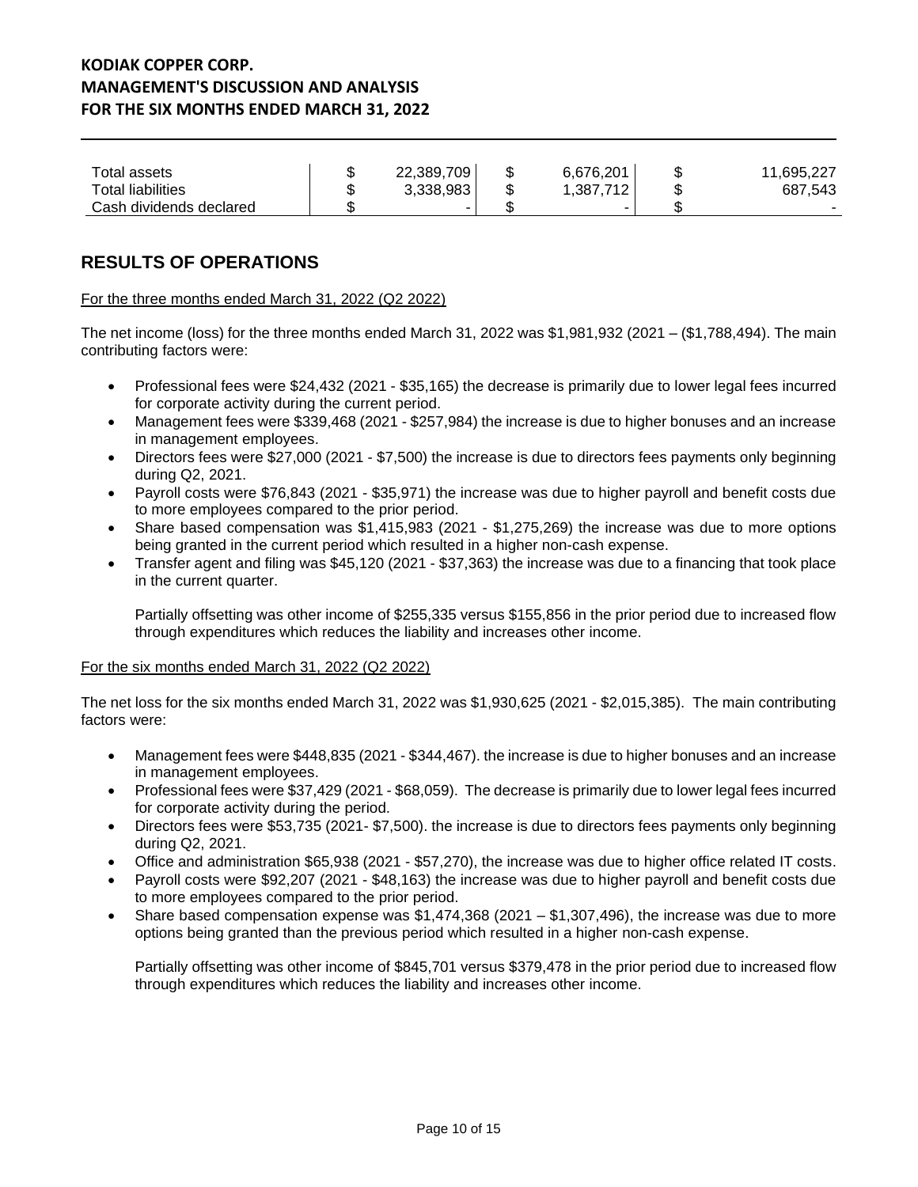| | | | |
|---|---|---|---|
| Total assets | $ 22,389,709 | $ 6,676,201 | $ 11,695,227 |
| Total liabilities | $ 3,338,983 | $ 1,387,712 | $ 687,543 |
| Cash dividends declared | $ - | $ - | $ - |

## RESULTS OF OPERATIONS

For the three months ended March 31, 2022 (Q2 2022)

The net income (loss) for the three months ended March 31, 2022 was $1,981,932 (2021 – ($1,788,494). The main contributing factors were:

- Professional fees were $24,432 (2021 - $35,165) the decrease is primarily due to lower legal fees incurred for corporate activity during the current period.
- Management fees were $339,468 (2021 - $257,984) the increase is due to higher bonuses and an increase in management employees.
- Directors fees were $27,000 (2021 - $7,500) the increase is due to directors fees payments only beginning during Q2, 2021.
- Payroll costs were $76,843 (2021 - $35,971) the increase was due to higher payroll and benefit costs due to more employees compared to the prior period.
- Share based compensation was $1,415,983 (2021 - $1,275,269) the increase was due to more options being granted in the current period which resulted in a higher non-cash expense.
- Transfer agent and filing was $45,120 (2021 - $37,363) the increase was due to a financing that took place in the current quarter.

  Partially offsetting was other income of $255,335 versus $155,856 in the prior period due to increased flow through expenditures which reduces the liability and increases other income.

For the six months ended March 31, 2022 (Q2 2022)

The net loss for the six months ended March 31, 2022 was $1,930,625 (2021 - $2,015,385). The main contributing factors were:

- Management fees were $448,835 (2021 - $344,467). the increase is due to higher bonuses and an increase in management employees.
- Professional fees were $37,429 (2021 - $68,059). The decrease is primarily due to lower legal fees incurred for corporate activity during the period.
- Directors fees were $53,735 (2021- $7,500). the increase is due to directors fees payments only beginning during Q2, 2021.
- Office and administration $65,938 (2021 - $57,270), the increase was due to higher office related IT costs.
- Payroll costs were $92,207 (2021 - $48,163) the increase was due to higher payroll and benefit costs due to more employees compared to the prior period.
- Share based compensation expense was $1,474,368 (2021 – $1,307,496), the increase was due to more options being granted than the previous period which resulted in a higher non-cash expense.

  Partially offsetting was other income of $845,701 versus $379,478 in the prior period due to increased flow through expenditures which reduces the liability and increases other income.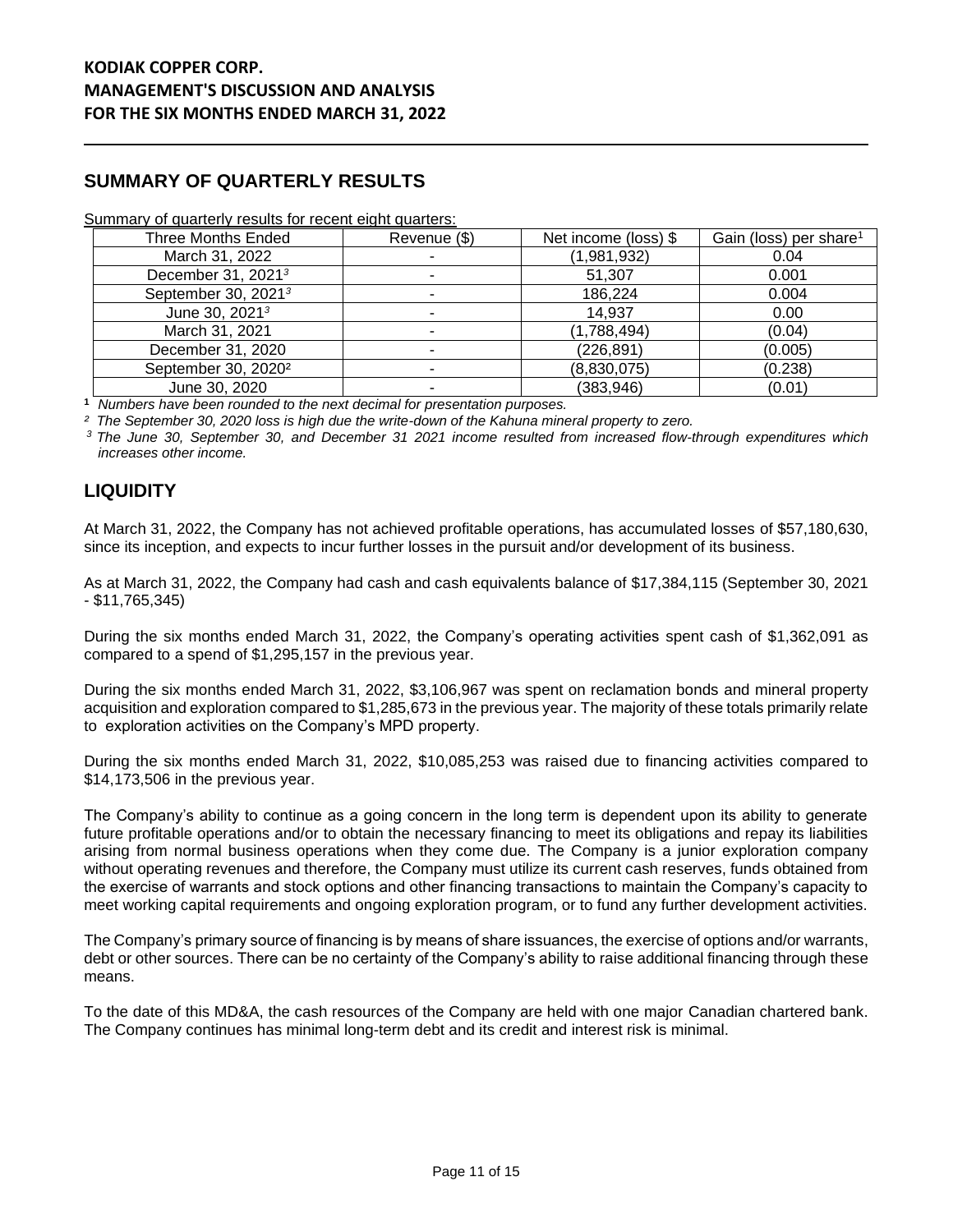## SUMMARY OF QUARTERLY RESULTS

Summary of quarterly results for recent eight quarters:

| Three Months Ended | Revenue ($) | Net income (loss) $ | Gain (loss) per share[1] |
|---|---|---|---|
| March 31, 2022 | - | (1,981,932) | 0.04 |
| December 31, 2021[3] | - | 51,307 | 0.001 |
| September 30, 2021[3] | - | 186,224 | 0.004 |
| June 30, 2021[3] | - | 14,937 | 0.00 |
| March 31, 2021 | - | (1,788,494) | (0.04) |
| December 31, 2020 | - | (226,891) | (0.005) |
| September 30, 2020[2] | - | (8,830,075) | (0.238) |
| June 30, 2020 | - | (383,946) | (0.01) |

[1] *Numbers have been rounded to the next decimal for presentation purposes.*

[2] *The September 30, 2020 loss is high due the write-down of the Kahuna mineral property to zero.*

[3] *The June 30, September 30, and December 31 2021 income resulted from increased flow-through expenditures which increases other income.*

## LIQUIDITY

At March 31, 2022, the Company has not achieved profitable operations, has accumulated losses of $57,180,630, since its inception, and expects to incur further losses in the pursuit and/or development of its business.

As at March 31, 2022, the Company had cash and cash equivalents balance of $17,384,115 (September 30, 2021 - $11,765,345)

During the six months ended March 31, 2022, the Company's operating activities spent cash of $1,362,091 as compared to a spend of $1,295,157 in the previous year.

During the six months ended March 31, 2022, $3,106,967 was spent on reclamation bonds and mineral property acquisition and exploration compared to $1,285,673 in the previous year. The majority of these totals primarily relate to exploration activities on the Company's MPD property.

During the six months ended March 31, 2022, $10,085,253 was raised due to financing activities compared to $14,173,506 in the previous year.

The Company's ability to continue as a going concern in the long term is dependent upon its ability to generate future profitable operations and/or to obtain the necessary financing to meet its obligations and repay its liabilities arising from normal business operations when they come due. The Company is a junior exploration company without operating revenues and therefore, the Company must utilize its current cash reserves, funds obtained from the exercise of warrants and stock options and other financing transactions to maintain the Company's capacity to meet working capital requirements and ongoing exploration program, or to fund any further development activities.

The Company's primary source of financing is by means of share issuances, the exercise of options and/or warrants, debt or other sources. There can be no certainty of the Company's ability to raise additional financing through these means.

To the date of this MD&A, the cash resources of the Company are held with one major Canadian chartered bank. The Company continues has minimal long-term debt and its credit and interest risk is minimal.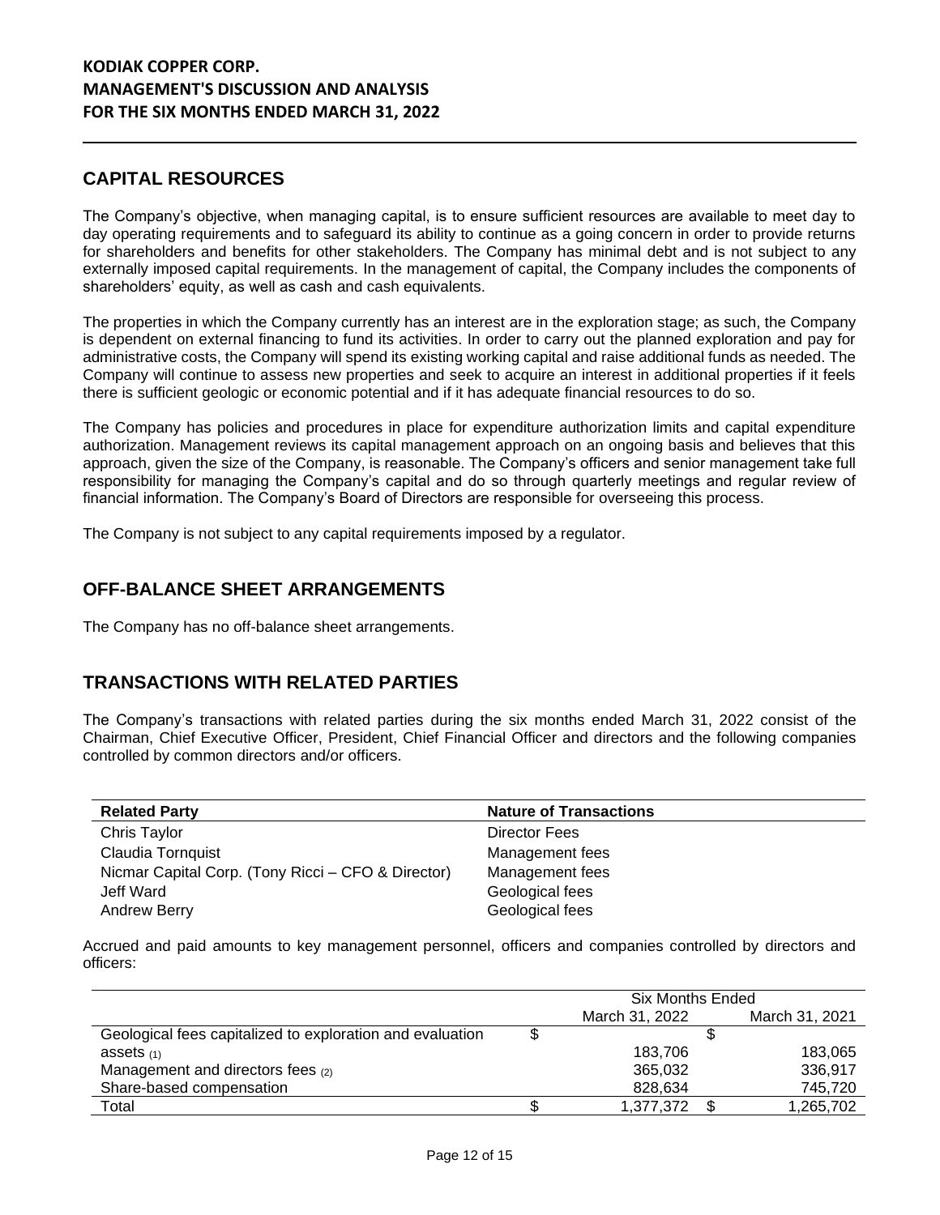## CAPITAL RESOURCES

The Company's objective, when managing capital, is to ensure sufficient resources are available to meet day to day operating requirements and to safeguard its ability to continue as a going concern in order to provide returns for shareholders and benefits for other stakeholders. The Company has minimal debt and is not subject to any externally imposed capital requirements. In the management of capital, the Company includes the components of shareholders' equity, as well as cash and cash equivalents.

The properties in which the Company currently has an interest are in the exploration stage; as such, the Company is dependent on external financing to fund its activities. In order to carry out the planned exploration and pay for administrative costs, the Company will spend its existing working capital and raise additional funds as needed. The Company will continue to assess new properties and seek to acquire an interest in additional properties if it feels there is sufficient geologic or economic potential and if it has adequate financial resources to do so.

The Company has policies and procedures in place for expenditure authorization limits and capital expenditure authorization. Management reviews its capital management approach on an ongoing basis and believes that this approach, given the size of the Company, is reasonable. The Company's officers and senior management take full responsibility for managing the Company's capital and do so through quarterly meetings and regular review of financial information. The Company's Board of Directors are responsible for overseeing this process.

The Company is not subject to any capital requirements imposed by a regulator.

## OFF-BALANCE SHEET ARRANGEMENTS

The Company has no off-balance sheet arrangements.

## TRANSACTIONS WITH RELATED PARTIES

The Company's transactions with related parties during the six months ended March 31, 2022 consist of the Chairman, Chief Executive Officer, President, Chief Financial Officer and directors and the following companies controlled by common directors and/or officers.

| Related Party | Nature of Transactions |
|---|---|
| Chris Taylor | Director Fees |
| Claudia Tornquist | Management fees |
| Nicmar Capital Corp. (Tony Ricci – CFO & Director) | Management fees |
| Jeff Ward | Geological fees |
| Andrew Berry | Geological fees |

Accrued and paid amounts to key management personnel, officers and companies controlled by directors and officers:

| | Six Months Ended | |
|---|---|---|
| | March 31, 2022 | March 31, 2021 |
| | $ | $ |
| Geological fees capitalized to exploration and evaluation assets (1) | 183,706 | 183,065 |
| Management and directors fees (2) | 365,032 | 336,917 |
| Share-based compensation | 828,634 | 745,720 |
| Total | $ 1,377,372 | $ 1,265,702 |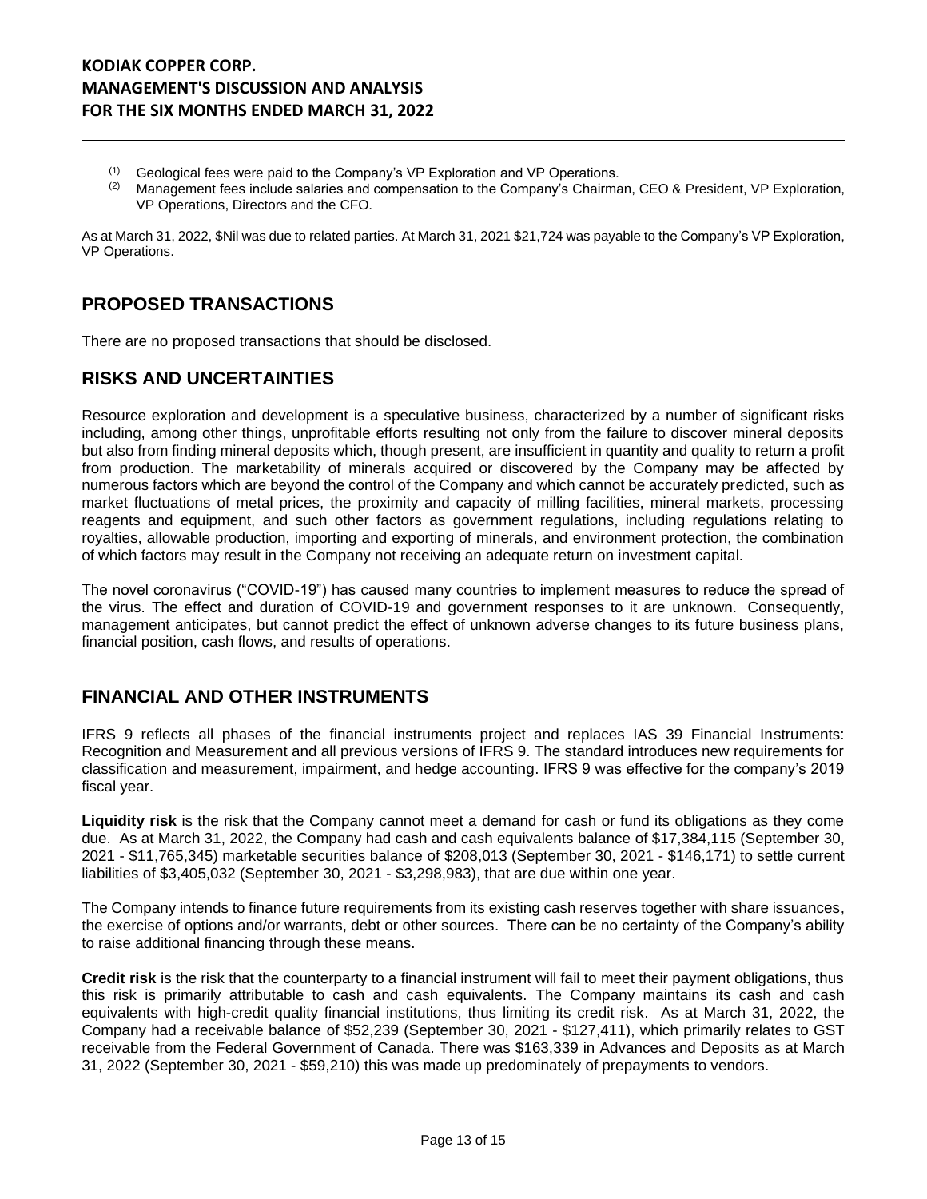(1) Geological fees were paid to the Company's VP Exploration and VP Operations.
(2) Management fees include salaries and compensation to the Company's Chairman, CEO & President, VP Exploration, VP Operations, Directors and the CFO.

As at March 31, 2022, $Nil was due to related parties. At March 31, 2021 $21,724 was payable to the Company's VP Exploration, VP Operations.

## PROPOSED TRANSACTIONS

There are no proposed transactions that should be disclosed.

## RISKS AND UNCERTAINTIES

Resource exploration and development is a speculative business, characterized by a number of significant risks including, among other things, unprofitable efforts resulting not only from the failure to discover mineral deposits but also from finding mineral deposits which, though present, are insufficient in quantity and quality to return a profit from production. The marketability of minerals acquired or discovered by the Company may be affected by numerous factors which are beyond the control of the Company and which cannot be accurately predicted, such as market fluctuations of metal prices, the proximity and capacity of milling facilities, mineral markets, processing reagents and equipment, and such other factors as government regulations, including regulations relating to royalties, allowable production, importing and exporting of minerals, and environment protection, the combination of which factors may result in the Company not receiving an adequate return on investment capital.

The novel coronavirus ("COVID-19") has caused many countries to implement measures to reduce the spread of the virus. The effect and duration of COVID-19 and government responses to it are unknown. Consequently, management anticipates, but cannot predict the effect of unknown adverse changes to its future business plans, financial position, cash flows, and results of operations.

## FINANCIAL AND OTHER INSTRUMENTS

IFRS 9 reflects all phases of the financial instruments project and replaces IAS 39 Financial Instruments: Recognition and Measurement and all previous versions of IFRS 9. The standard introduces new requirements for classification and measurement, impairment, and hedge accounting. IFRS 9 was effective for the company's 2019 fiscal year.

**Liquidity risk** is the risk that the Company cannot meet a demand for cash or fund its obligations as they come due. As at March 31, 2022, the Company had cash and cash equivalents balance of $17,384,115 (September 30, 2021 - $11,765,345) marketable securities balance of $208,013 (September 30, 2021 - $146,171) to settle current liabilities of $3,405,032 (September 30, 2021 - $3,298,983), that are due within one year.

The Company intends to finance future requirements from its existing cash reserves together with share issuances, the exercise of options and/or warrants, debt or other sources. There can be no certainty of the Company's ability to raise additional financing through these means.

**Credit risk** is the risk that the counterparty to a financial instrument will fail to meet their payment obligations, thus this risk is primarily attributable to cash and cash equivalents. The Company maintains its cash and cash equivalents with high-credit quality financial institutions, thus limiting its credit risk. As at March 31, 2022, the Company had a receivable balance of $52,239 (September 30, 2021 - $127,411), which primarily relates to GST receivable from the Federal Government of Canada. There was $163,339 in Advances and Deposits as at March 31, 2022 (September 30, 2021 - $59,210) this was made up predominately of prepayments to vendors.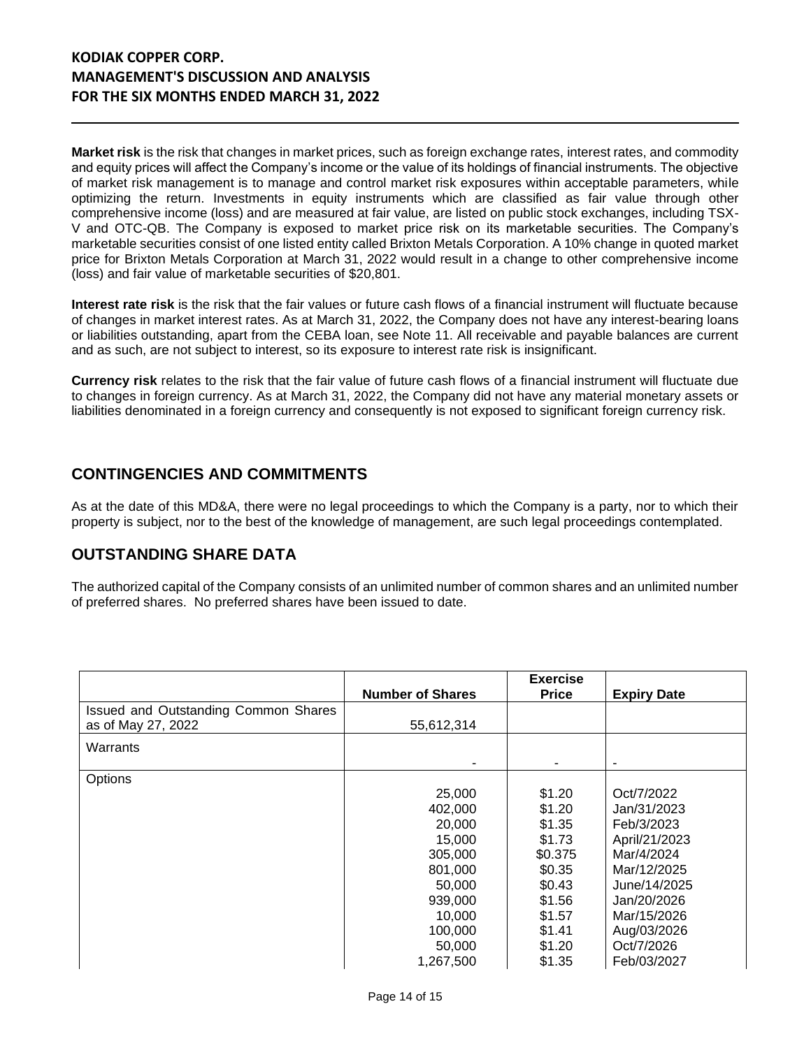**Market risk** is the risk that changes in market prices, such as foreign exchange rates, interest rates, and commodity and equity prices will affect the Company's income or the value of its holdings of financial instruments. The objective of market risk management is to manage and control market risk exposures within acceptable parameters, while optimizing the return. Investments in equity instruments which are classified as fair value through other comprehensive income (loss) and are measured at fair value, are listed on public stock exchanges, including TSX-V and OTC-QB. The Company is exposed to market price risk on its marketable securities. The Company's marketable securities consist of one listed entity called Brixton Metals Corporation. A 10% change in quoted market price for Brixton Metals Corporation at March 31, 2022 would result in a change to other comprehensive income (loss) and fair value of marketable securities of $20,801.

**Interest rate risk** is the risk that the fair values or future cash flows of a financial instrument will fluctuate because of changes in market interest rates. As at March 31, 2022, the Company does not have any interest-bearing loans or liabilities outstanding, apart from the CEBA loan, see Note 11. All receivable and payable balances are current and as such, are not subject to interest, so its exposure to interest rate risk is insignificant.

**Currency risk** relates to the risk that the fair value of future cash flows of a financial instrument will fluctuate due to changes in foreign currency. As at March 31, 2022, the Company did not have any material monetary assets or liabilities denominated in a foreign currency and consequently is not exposed to significant foreign currency risk.

## CONTINGENCIES AND COMMITMENTS

As at the date of this MD&A, there were no legal proceedings to which the Company is a party, nor to which their property is subject, nor to the best of the knowledge of management, are such legal proceedings contemplated.

## OUTSTANDING SHARE DATA

The authorized capital of the Company consists of an unlimited number of common shares and an unlimited number of preferred shares. No preferred shares have been issued to date.

| | Number of Shares | Exercise Price | Expiry Date |
|---|---|---|---|
| Issued and Outstanding Common Shares as of May 27, 2022 | 55,612,314 | | |
| Warrants | - | - | - |
| Options | 25,000 | $1.20 | Oct/7/2022 |
| | 402,000 | $1.20 | Jan/31/2023 |
| | 20,000 | $1.35 | Feb/3/2023 |
| | 15,000 | $1.73 | April/21/2023 |
| | 305,000 | $0.375 | Mar/4/2024 |
| | 801,000 | $0.35 | Mar/12/2025 |
| | 50,000 | $0.43 | June/14/2025 |
| | 939,000 | $1.56 | Jan/20/2026 |
| | 10,000 | $1.57 | Mar/15/2026 |
| | 100,000 | $1.41 | Aug/03/2026 |
| | 50,000 | $1.20 | Oct/7/2026 |
| | 1,267,500 | $1.35 | Feb/03/2027 |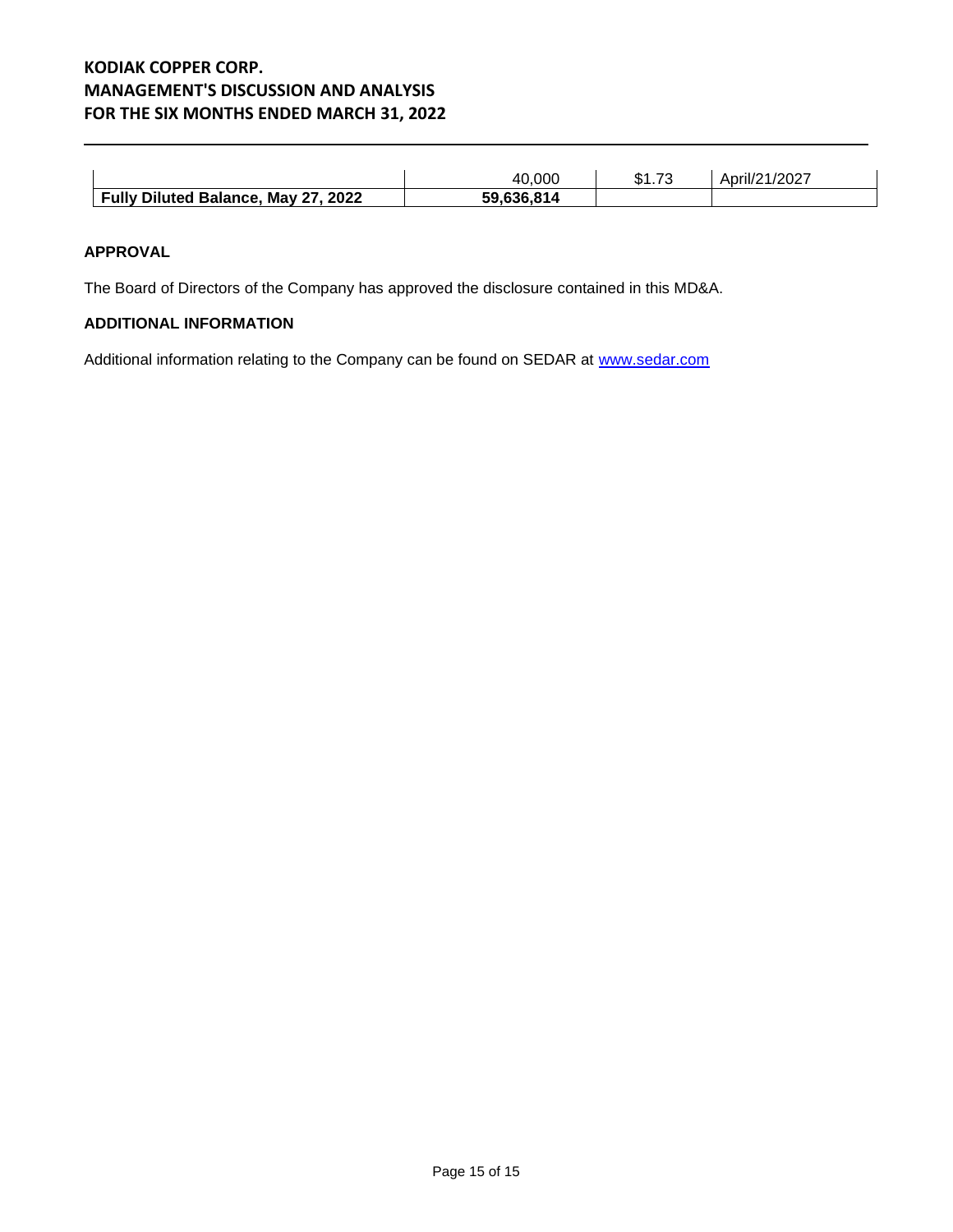| | | | |
|---|---|---|---|
| | 40,000 | $1.73 | April/21/2027 |
| **Fully Diluted Balance, May 27, 2022** | **59,636,814** | | |

## APPROVAL

The Board of Directors of the Company has approved the disclosure contained in this MD&A.

## ADDITIONAL INFORMATION

Additional information relating to the Company can be found on SEDAR at www.sedar.com